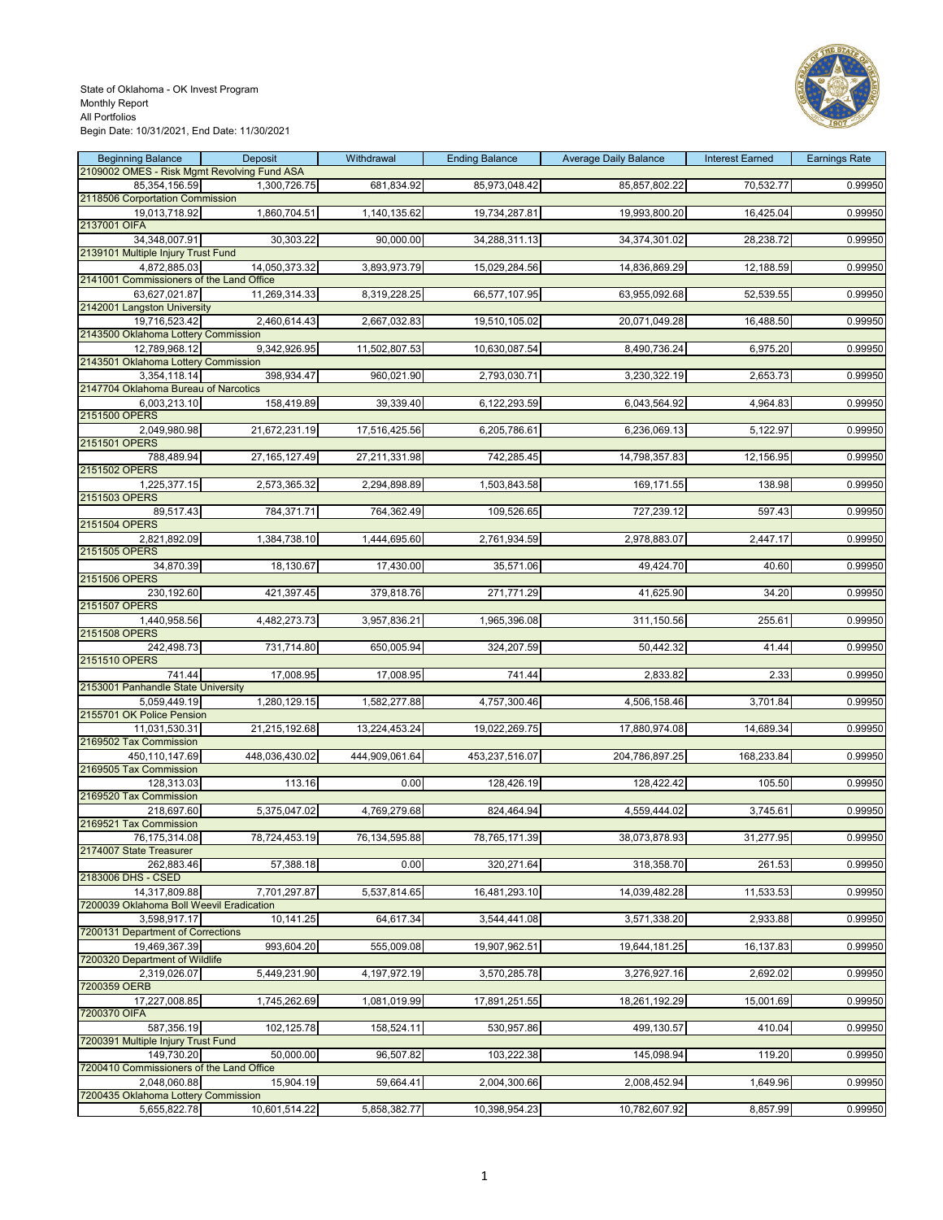State of Oklahoma - OK Invest Program
Monthly Report
All Portfolios
Begin Date: 10/31/2021, End Date: 11/30/2021

| Beginning Balance | Deposit | Withdrawal | Ending Balance | Average Daily Balance | Interest Earned | Earnings Rate |
|---|---|---|---|---|---|---|
| **2109002 OMES - Risk Mgmt Revolving Fund ASA** | | | | | | |
| 85,354,156.59 | 1,300,726.75 | 681,834.92 | 85,973,048.42 | 85,857,802.22 | 70,532.77 | 0.99950 |
| **2118506 Corportation Commission** | | | | | | |
| 19,013,718.92 | 1,860,704.51 | 1,140,135.62 | 19,734,287.81 | 19,993,800.20 | 16,425.04 | 0.99950 |
| **2137001 OIFA** | | | | | | |
| 34,348,007.91 | 30,303.22 | 90,000.00 | 34,288,311.13 | 34,374,301.02 | 28,238.72 | 0.99950 |
| **2139101 Multiple Injury Trust Fund** | | | | | | |
| 4,872,885.03 | 14,050,373.32 | 3,893,973.79 | 15,029,284.56 | 14,836,869.29 | 12,188.59 | 0.99950 |
| **2141001 Commissioners of the Land Office** | | | | | | |
| 63,627,021.87 | 11,269,314.33 | 8,319,228.25 | 66,577,107.95 | 63,955,092.68 | 52,539.55 | 0.99950 |
| **2142001 Langston University** | | | | | | |
| 19,716,523.42 | 2,460,614.43 | 2,667,032.83 | 19,510,105.02 | 20,071,049.28 | 16,488.50 | 0.99950 |
| **2143500 Oklahoma Lottery Commission** | | | | | | |
| 12,789,968.12 | 9,342,926.95 | 11,502,807.53 | 10,630,087.54 | 8,490,736.24 | 6,975.20 | 0.99950 |
| **2143501 Oklahoma Lottery Commission** | | | | | | |
| 3,354,118.14 | 398,934.47 | 960,021.90 | 2,793,030.71 | 3,230,322.19 | 2,653.73 | 0.99950 |
| **2147704 Oklahoma Bureau of Narcotics** | | | | | | |
| 6,003,213.10 | 158,419.89 | 39,339.40 | 6,122,293.59 | 6,043,564.92 | 4,964.83 | 0.99950 |
| **2151500 OPERS** | | | | | | |
| 2,049,980.98 | 21,672,231.19 | 17,516,425.56 | 6,205,786.61 | 6,236,069.13 | 5,122.97 | 0.99950 |
| **2151501 OPERS** | | | | | | |
| 788,489.94 | 27,165,127.49 | 27,211,331.98 | 742,285.45 | 14,798,357.83 | 12,156.95 | 0.99950 |
| **2151502 OPERS** | | | | | | |
| 1,225,377.15 | 2,573,365.32 | 2,294,898.89 | 1,503,843.58 | 169,171.55 | 138.98 | 0.99950 |
| **2151503 OPERS** | | | | | | |
| 89,517.43 | 784,371.71 | 764,362.49 | 109,526.65 | 727,239.12 | 597.43 | 0.99950 |
| **2151504 OPERS** | | | | | | |
| 2,821,892.09 | 1,384,738.10 | 1,444,695.60 | 2,761,934.59 | 2,978,883.07 | 2,447.17 | 0.99950 |
| **2151505 OPERS** | | | | | | |
| 34,870.39 | 18,130.67 | 17,430.00 | 35,571.06 | 49,424.70 | 40.60 | 0.99950 |
| **2151506 OPERS** | | | | | | |
| 230,192.60 | 421,397.45 | 379,818.76 | 271,771.29 | 41,625.90 | 34.20 | 0.99950 |
| **2151507 OPERS** | | | | | | |
| 1,440,958.56 | 4,482,273.73 | 3,957,836.21 | 1,965,396.08 | 311,150.56 | 255.61 | 0.99950 |
| **2151508 OPERS** | | | | | | |
| 242,498.73 | 731,714.80 | 650,005.94 | 324,207.59 | 50,442.32 | 41.44 | 0.99950 |
| **2151510 OPERS** | | | | | | |
| 741.44 | 17,008.95 | 17,008.95 | 741.44 | 2,833.82 | 2.33 | 0.99950 |
| **2153001 Panhandle State University** | | | | | | |
| 5,059,449.19 | 1,280,129.15 | 1,582,277.88 | 4,757,300.46 | 4,506,158.46 | 3,701.84 | 0.99950 |
| **2155701 OK Police Pension** | | | | | | |
| 11,031,530.31 | 21,215,192.68 | 13,224,453.24 | 19,022,269.75 | 17,880,974.08 | 14,689.34 | 0.99950 |
| **2169502 Tax Commission** | | | | | | |
| 450,110,147.69 | 448,036,430.02 | 444,909,061.64 | 453,237,516.07 | 204,786,897.25 | 168,233.84 | 0.99950 |
| **2169505 Tax Commission** | | | | | | |
| 128,313.03 | 113.16 | 0.00 | 128,426.19 | 128,422.42 | 105.50 | 0.99950 |
| **2169520 Tax Commission** | | | | | | |
| 218,697.60 | 5,375,047.02 | 4,769,279.68 | 824,464.94 | 4,559,444.02 | 3,745.61 | 0.99950 |
| **2169521 Tax Commission** | | | | | | |
| 76,175,314.08 | 78,724,453.19 | 76,134,595.88 | 78,765,171.39 | 38,073,878.93 | 31,277.95 | 0.99950 |
| **2174007 State Treasurer** | | | | | | |
| 262,883.46 | 57,388.18 | 0.00 | 320,271.64 | 318,358.70 | 261.53 | 0.99950 |
| **2183006 DHS - CSED** | | | | | | |
| 14,317,809.88 | 7,701,297.87 | 5,537,814.65 | 16,481,293.10 | 14,039,482.28 | 11,533.53 | 0.99950 |
| **7200039 Oklahoma Boll Weevil Eradication** | | | | | | |
| 3,598,917.17 | 10,141.25 | 64,617.34 | 3,544,441.08 | 3,571,338.20 | 2,933.88 | 0.99950 |
| **7200131 Department of Corrections** | | | | | | |
| 19,469,367.39 | 993,604.20 | 555,009.08 | 19,907,962.51 | 19,644,181.25 | 16,137.83 | 0.99950 |
| **7200320 Department of Wildlife** | | | | | | |
| 2,319,026.07 | 5,449,231.90 | 4,197,972.19 | 3,570,285.78 | 3,276,927.16 | 2,692.02 | 0.99950 |
| **7200359 OERB** | | | | | | |
| 17,227,008.85 | 1,745,262.69 | 1,081,019.99 | 17,891,251.55 | 18,261,192.29 | 15,001.69 | 0.99950 |
| **7200370 OIFA** | | | | | | |
| 587,356.19 | 102,125.78 | 158,524.11 | 530,957.86 | 499,130.57 | 410.04 | 0.99950 |
| **7200391 Multiple Injury Trust Fund** | | | | | | |
| 149,730.20 | 50,000.00 | 96,507.82 | 103,222.38 | 145,098.94 | 119.20 | 0.99950 |
| **7200410 Commissioners of the Land Office** | | | | | | |
| 2,048,060.88 | 15,904.19 | 59,664.41 | 2,004,300.66 | 2,008,452.94 | 1,649.96 | 0.99950 |
| **7200435 Oklahoma Lottery Commission** | | | | | | |
| 5,655,822.78 | 10,601,514.22 | 5,858,382.77 | 10,398,954.23 | 10,782,607.92 | 8,857.99 | 0.99950 |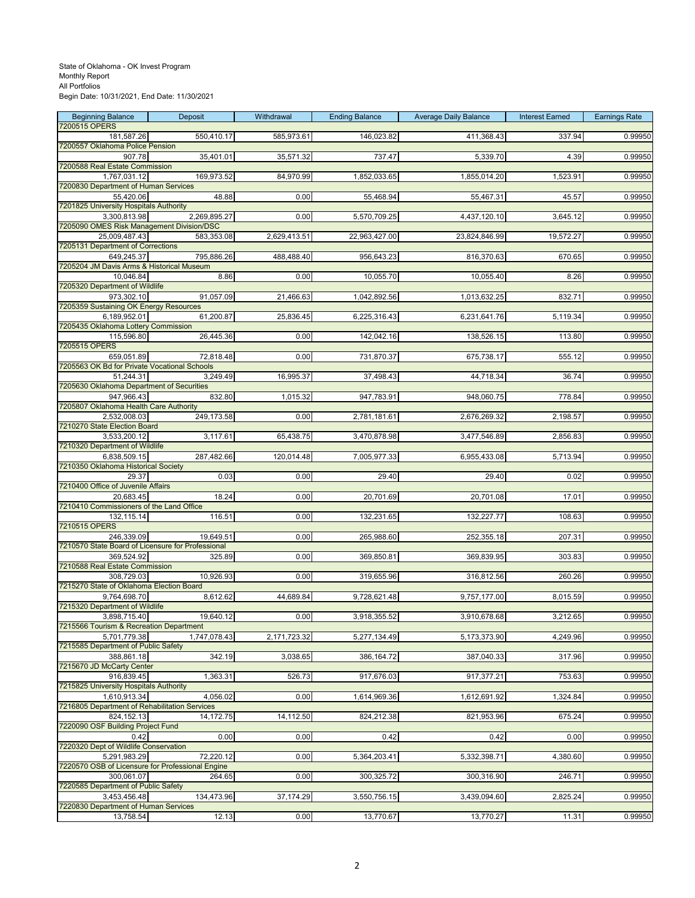State of Oklahoma - OK Invest Program
Monthly Report
All Portfolios
Begin Date: 10/31/2021, End Date: 11/30/2021

| Beginning Balance | Deposit | Withdrawal | Ending Balance | Average Daily Balance | Interest Earned | Earnings Rate |
|---|---|---|---|---|---|---|
| 7200515 OPERS | | | | | | |
| 181,587.26 | 550,410.17 | 585,973.61 | 146,023.82 | 411,368.43 | 337.94 | 0.99950 |
| 7200557 Oklahoma Police Pension | | | | | | |
| 907.78 | 35,401.01 | 35,571.32 | 737.47 | 5,339.70 | 4.39 | 0.99950 |
| 7200588 Real Estate Commission | | | | | | |
| 1,767,031.12 | 169,973.52 | 84,970.99 | 1,852,033.65 | 1,855,014.20 | 1,523.91 | 0.99950 |
| 7200830 Department of Human Services | | | | | | |
| 55,420.06 | 48.88 | 0.00 | 55,468.94 | 55,467.31 | 45.57 | 0.99950 |
| 7201825 University Hospitals Authority | | | | | | |
| 3,300,813.98 | 2,269,895.27 | 0.00 | 5,570,709.25 | 4,437,120.10 | 3,645.12 | 0.99950 |
| 7205090 OMES Risk Management Division/DSC | | | | | | |
| 25,009,487.43 | 583,353.08 | 2,629,413.51 | 22,963,427.00 | 23,824,846.99 | 19,572.27 | 0.99950 |
| 7205131 Department of Corrections | | | | | | |
| 649,245.37 | 795,886.26 | 488,488.40 | 956,643.23 | 816,370.63 | 670.65 | 0.99950 |
| 7205204 JM Davis Arms & Historical Museum | | | | | | |
| 10,046.84 | 8.86 | 0.00 | 10,055.70 | 10,055.40 | 8.26 | 0.99950 |
| 7205320 Department of Wildlife | | | | | | |
| 973,302.10 | 91,057.09 | 21,466.63 | 1,042,892.56 | 1,013,632.25 | 832.71 | 0.99950 |
| 7205359 Sustaining OK Energy Resources | | | | | | |
| 6,189,952.01 | 61,200.87 | 25,836.45 | 6,225,316.43 | 6,231,641.76 | 5,119.34 | 0.99950 |
| 7205435 Oklahoma Lottery Commission | | | | | | |
| 115,596.80 | 26,445.36 | 0.00 | 142,042.16 | 138,526.15 | 113.80 | 0.99950 |
| 7205515 OPERS | | | | | | |
| 659,051.89 | 72,818.48 | 0.00 | 731,870.37 | 675,738.17 | 555.12 | 0.99950 |
| 7205563 OK Bd for Private Vocational Schools | | | | | | |
| 51,244.31 | 3,249.49 | 16,995.37 | 37,498.43 | 44,718.34 | 36.74 | 0.99950 |
| 7205630 Oklahoma Department of Securities | | | | | | |
| 947,966.43 | 832.80 | 1,015.32 | 947,783.91 | 948,060.75 | 778.84 | 0.99950 |
| 7205807 Oklahoma Health Care Authority | | | | | | |
| 2,532,008.03 | 249,173.58 | 0.00 | 2,781,181.61 | 2,676,269.32 | 2,198.57 | 0.99950 |
| 7210270 State Election Board | | | | | | |
| 3,533,200.12 | 3,117.61 | 65,438.75 | 3,470,878.98 | 3,477,546.89 | 2,856.83 | 0.99950 |
| 7210320 Department of Wildlife | | | | | | |
| 6,838,509.15 | 287,482.66 | 120,014.48 | 7,005,977.33 | 6,955,433.08 | 5,713.94 | 0.99950 |
| 7210350 Oklahoma Historical Society | | | | | | |
| 29.37 | 0.03 | 0.00 | 29.40 | 29.40 | 0.02 | 0.99950 |
| 7210400 Office of Juvenile Affairs | | | | | | |
| 20,683.45 | 18.24 | 0.00 | 20,701.69 | 20,701.08 | 17.01 | 0.99950 |
| 7210410 Commissioners of the Land Office | | | | | | |
| 132,115.14 | 116.51 | 0.00 | 132,231.65 | 132,227.77 | 108.63 | 0.99950 |
| 7210515 OPERS | | | | | | |
| 246,339.09 | 19,649.51 | 0.00 | 265,988.60 | 252,355.18 | 207.31 | 0.99950 |
| 7210570 State Board of Licensure for Professional | | | | | | |
| 369,524.92 | 325.89 | 0.00 | 369,850.81 | 369,839.95 | 303.83 | 0.99950 |
| 7210588 Real Estate Commission | | | | | | |
| 308,729.03 | 10,926.93 | 0.00 | 319,655.96 | 316,812.56 | 260.26 | 0.99950 |
| 7215270 State of Oklahoma Election Board | | | | | | |
| 9,764,698.70 | 8,612.62 | 44,689.84 | 9,728,621.48 | 9,757,177.00 | 8,015.59 | 0.99950 |
| 7215320 Department of Wildlife | | | | | | |
| 3,898,715.40 | 19,640.12 | 0.00 | 3,918,355.52 | 3,910,678.68 | 3,212.65 | 0.99950 |
| 7215566 Tourism & Recreation Department | | | | | | |
| 5,701,779.38 | 1,747,078.43 | 2,171,723.32 | 5,277,134.49 | 5,173,373.90 | 4,249.96 | 0.99950 |
| 7215585 Department of Public Safety | | | | | | |
| 388,861.18 | 342.19 | 3,038.65 | 386,164.72 | 387,040.33 | 317.96 | 0.99950 |
| 7215670 JD McCarty Center | | | | | | |
| 916,839.45 | 1,363.31 | 526.73 | 917,676.03 | 917,377.21 | 753.63 | 0.99950 |
| 7215825 University Hospitals Authority | | | | | | |
| 1,610,913.34 | 4,056.02 | 0.00 | 1,614,969.36 | 1,612,691.92 | 1,324.84 | 0.99950 |
| 7216805 Department of Rehabilitation Services | | | | | | |
| 824,152.13 | 14,172.75 | 14,112.50 | 824,212.38 | 821,953.96 | 675.24 | 0.99950 |
| 7220090 OSF Building Project Fund | | | | | | |
| 0.42 | 0.00 | 0.00 | 0.42 | 0.42 | 0.00 | 0.99950 |
| 7220320 Dept of Wildlife Conservation | | | | | | |
| 5,291,983.29 | 72,220.12 | 0.00 | 5,364,203.41 | 5,332,398.71 | 4,380.60 | 0.99950 |
| 7220570 OSB of Licensure for Professional Engine | | | | | | |
| 300,061.07 | 264.65 | 0.00 | 300,325.72 | 300,316.90 | 246.71 | 0.99950 |
| 7220585 Department of Public Safety | | | | | | |
| 3,453,456.48 | 134,473.96 | 37,174.29 | 3,550,756.15 | 3,439,094.60 | 2,825.24 | 0.99950 |
| 7220830 Department of Human Services | | | | | | |
| 13,758.54 | 12.13 | 0.00 | 13,770.67 | 13,770.27 | 11.31 | 0.99950 |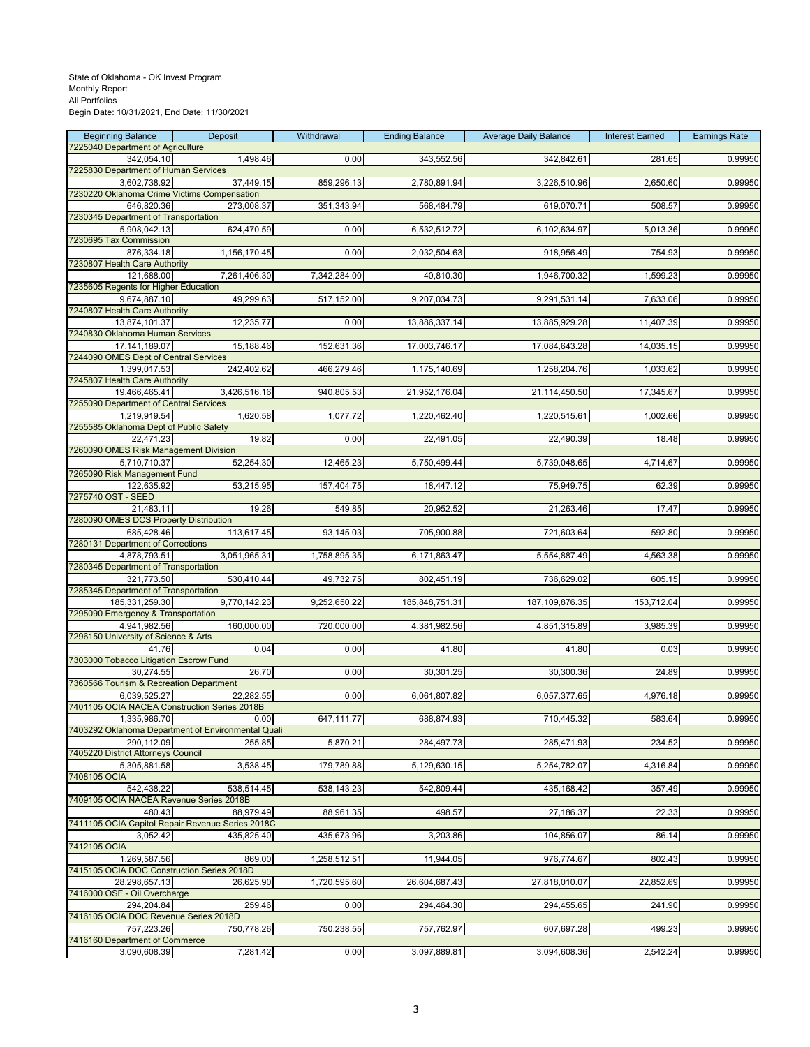State of Oklahoma - OK Invest Program
Monthly Report
All Portfolios
Begin Date: 10/31/2021, End Date: 11/30/2021

| Beginning Balance | Deposit | Withdrawal | Ending Balance | Average Daily Balance | Interest Earned | Earnings Rate |
|---|---|---|---|---|---|---|
| 7225040 Department of Agriculture | | | | | | |
| 342,054.10 | 1,498.46 | 0.00 | 343,552.56 | 342,842.61 | 281.65 | 0.99950 |
| 7225830 Department of Human Services | | | | | | |
| 3,602,738.92 | 37,449.15 | 859,296.13 | 2,780,891.94 | 3,226,510.96 | 2,650.60 | 0.99950 |
| 7230220 Oklahoma Crime Victims Compensation | | | | | | |
| 646,820.36 | 273,008.37 | 351,343.94 | 568,484.79 | 619,070.71 | 508.57 | 0.99950 |
| 7230345 Department of Transportation | | | | | | |
| 5,908,042.13 | 624,470.59 | 0.00 | 6,532,512.72 | 6,102,634.97 | 5,013.36 | 0.99950 |
| 7230695 Tax Commission | | | | | | |
| 876,334.18 | 1,156,170.45 | 0.00 | 2,032,504.63 | 918,956.49 | 754.93 | 0.99950 |
| 7230807 Health Care Authority | | | | | | |
| 121,688.00 | 7,261,406.30 | 7,342,284.00 | 40,810.30 | 1,946,700.32 | 1,599.23 | 0.99950 |
| 7235605 Regents for Higher Education | | | | | | |
| 9,674,887.10 | 49,299.63 | 517,152.00 | 9,207,034.73 | 9,291,531.14 | 7,633.06 | 0.99950 |
| 7240807 Health Care Authority | | | | | | |
| 13,874,101.37 | 12,235.77 | 0.00 | 13,886,337.14 | 13,885,929.28 | 11,407.39 | 0.99950 |
| 7240830 Oklahoma Human Services | | | | | | |
| 17,141,189.07 | 15,188.46 | 152,631.36 | 17,003,746.17 | 17,084,643.28 | 14,035.15 | 0.99950 |
| 7244090 OMES Dept of Central Services | | | | | | |
| 1,399,017.53 | 242,402.62 | 466,279.46 | 1,175,140.69 | 1,258,204.76 | 1,033.62 | 0.99950 |
| 7245807 Health Care Authority | | | | | | |
| 19,466,465.41 | 3,426,516.16 | 940,805.53 | 21,952,176.04 | 21,114,450.50 | 17,345.67 | 0.99950 |
| 7255090 Department of Central Services | | | | | | |
| 1,219,919.54 | 1,620.58 | 1,077.72 | 1,220,462.40 | 1,220,515.61 | 1,002.66 | 0.99950 |
| 7255585 Oklahoma Dept of Public Safety | | | | | | |
| 22,471.23 | 19.82 | 0.00 | 22,491.05 | 22,490.39 | 18.48 | 0.99950 |
| 7260090 OMES Risk Management Division | | | | | | |
| 5,710,710.37 | 52,254.30 | 12,465.23 | 5,750,499.44 | 5,739,048.65 | 4,714.67 | 0.99950 |
| 7265090 Risk Management Fund | | | | | | |
| 122,635.92 | 53,215.95 | 157,404.75 | 18,447.12 | 75,949.75 | 62.39 | 0.99950 |
| 7275740 OST - SEED | | | | | | |
| 21,483.11 | 19.26 | 549.85 | 20,952.52 | 21,263.46 | 17.47 | 0.99950 |
| 7280090 OMES DCS Property Distribution | | | | | | |
| 685,428.46 | 113,617.45 | 93,145.03 | 705,900.88 | 721,603.64 | 592.80 | 0.99950 |
| 7280131 Department of Corrections | | | | | | |
| 4,878,793.51 | 3,051,965.31 | 1,758,895.35 | 6,171,863.47 | 5,554,887.49 | 4,563.38 | 0.99950 |
| 7280345 Department of Transportation | | | | | | |
| 321,773.50 | 530,410.44 | 49,732.75 | 802,451.19 | 736,629.02 | 605.15 | 0.99950 |
| 7285345 Department of Transportation | | | | | | |
| 185,331,259.30 | 9,770,142.23 | 9,252,650.22 | 185,848,751.31 | 187,109,876.35 | 153,712.04 | 0.99950 |
| 7295090 Emergency & Transportation | | | | | | |
| 4,941,982.56 | 160,000.00 | 720,000.00 | 4,381,982.56 | 4,851,315.89 | 3,985.39 | 0.99950 |
| 7296150 University of Science & Arts | | | | | | |
| 41.76 | 0.04 | 0.00 | 41.80 | 41.80 | 0.03 | 0.99950 |
| 7303000 Tobacco Litigation Escrow Fund | | | | | | |
| 30,274.55 | 26.70 | 0.00 | 30,301.25 | 30,300.36 | 24.89 | 0.99950 |
| 7360566 Tourism & Recreation Department | | | | | | |
| 6,039,525.27 | 22,282.55 | 0.00 | 6,061,807.82 | 6,057,377.65 | 4,976.18 | 0.99950 |
| 7401105 OCIA NACEA Construction Series 2018B | | | | | | |
| 1,335,986.70 | 0.00 | 647,111.77 | 688,874.93 | 710,445.32 | 583.64 | 0.99950 |
| 7403292 Oklahoma Department of Environmental Quali | | | | | | |
| 290,112.09 | 255.85 | 5,870.21 | 284,497.73 | 285,471.93 | 234.52 | 0.99950 |
| 7405220 District Attorneys Council | | | | | | |
| 5,305,881.58 | 3,538.45 | 179,789.88 | 5,129,630.15 | 5,254,782.07 | 4,316.84 | 0.99950 |
| 7408105 OCIA | | | | | | |
| 542,438.22 | 538,514.45 | 538,143.23 | 542,809.44 | 435,168.42 | 357.49 | 0.99950 |
| 7409105 OCIA NACEA Revenue Series 2018B | | | | | | |
| 480.43 | 88,979.49 | 88,961.35 | 498.57 | 27,186.37 | 22.33 | 0.99950 |
| 7411105 OCIA Capitol Repair Revenue Series 2018C | | | | | | |
| 3,052.42 | 435,825.40 | 435,673.96 | 3,203.86 | 104,856.07 | 86.14 | 0.99950 |
| 7412105 OCIA | | | | | | |
| 1,269,587.56 | 869.00 | 1,258,512.51 | 11,944.05 | 976,774.67 | 802.43 | 0.99950 |
| 7415105 OCIA DOC Construction Series 2018D | | | | | | |
| 28,298,657.13 | 26,625.90 | 1,720,595.60 | 26,604,687.43 | 27,818,010.07 | 22,852.69 | 0.99950 |
| 7416000 OSF - Oil Overcharge | | | | | | |
| 294,204.84 | 259.46 | 0.00 | 294,464.30 | 294,455.65 | 241.90 | 0.99950 |
| 7416105 OCIA DOC Revenue Series 2018D | | | | | | |
| 757,223.26 | 750,778.26 | 750,238.55 | 757,762.97 | 607,697.28 | 499.23 | 0.99950 |
| 7416160 Department of Commerce | | | | | | |
| 3,090,608.39 | 7,281.42 | 0.00 | 3,097,889.81 | 3,094,608.36 | 2,542.24 | 0.99950 |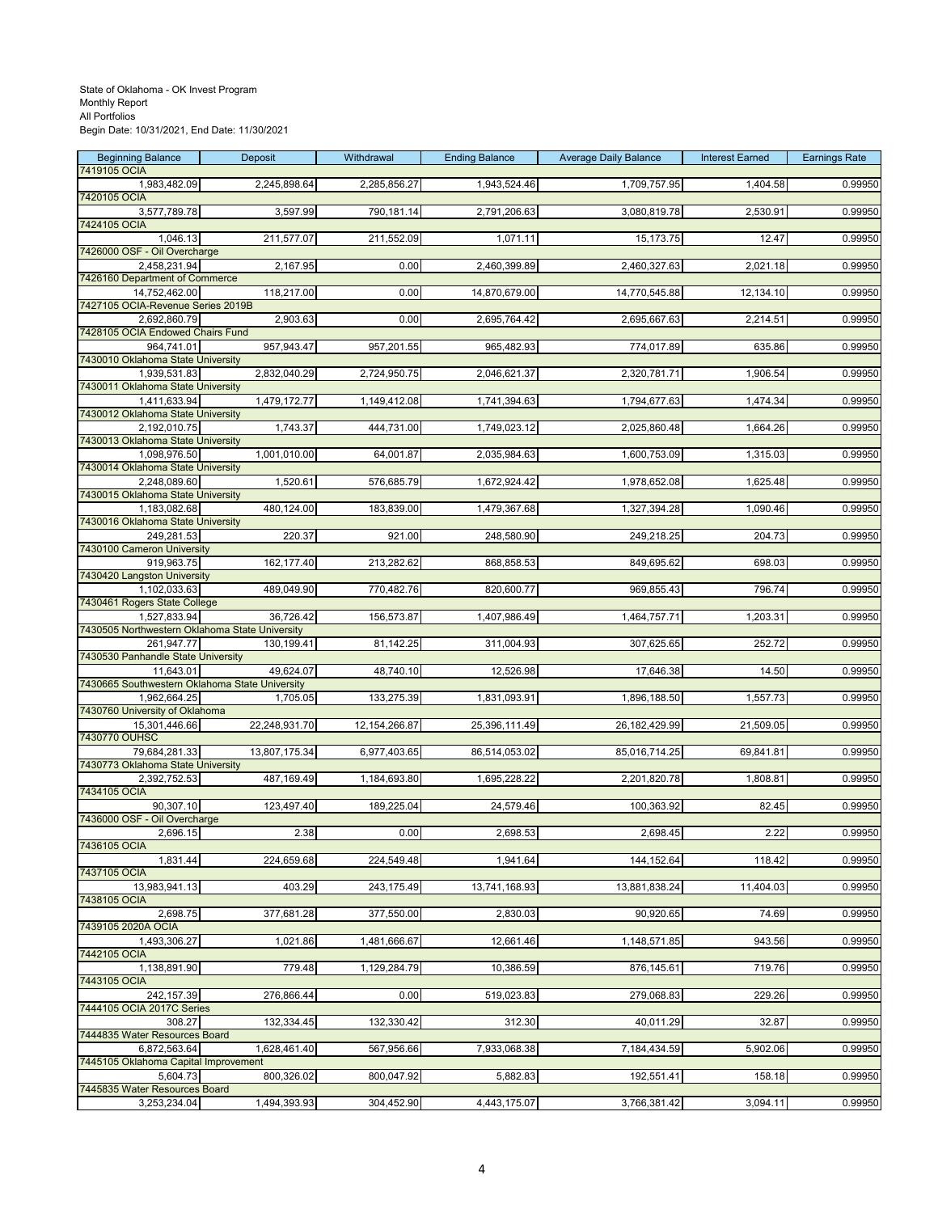State of Oklahoma - OK Invest Program
Monthly Report
All Portfolios
Begin Date: 10/31/2021, End Date: 11/30/2021

| Beginning Balance | Deposit | Withdrawal | Ending Balance | Average Daily Balance | Interest Earned | Earnings Rate |
|---|---|---|---|---|---|---|
| 7419105 OCIA | | | | | | |
| 1,983,482.09 | 2,245,898.64 | 2,285,856.27 | 1,943,524.46 | 1,709,757.95 | 1,404.58 | 0.99950 |
| 7420105 OCIA | | | | | | |
| 3,577,789.78 | 3,597.99 | 790,181.14 | 2,791,206.63 | 3,080,819.78 | 2,530.91 | 0.99950 |
| 7424105 OCIA | | | | | | |
| 1,046.13 | 211,577.07 | 211,552.09 | 1,071.11 | 15,173.75 | 12.47 | 0.99950 |
| 7426000 OSF - Oil Overcharge | | | | | | |
| 2,458,231.94 | 2,167.95 | 0.00 | 2,460,399.89 | 2,460,327.63 | 2,021.18 | 0.99950 |
| 7426160 Department of Commerce | | | | | | |
| 14,752,462.00 | 118,217.00 | 0.00 | 14,870,679.00 | 14,770,545.88 | 12,134.10 | 0.99950 |
| 7427105 OCIA-Revenue Series 2019B | | | | | | |
| 2,692,860.79 | 2,903.63 | 0.00 | 2,695,764.42 | 2,695,667.63 | 2,214.51 | 0.99950 |
| 7428105 OCIA Endowed Chairs Fund | | | | | | |
| 964,741.01 | 957,943.47 | 957,201.55 | 965,482.93 | 774,017.89 | 635.86 | 0.99950 |
| 7430010 Oklahoma State University | | | | | | |
| 1,939,531.83 | 2,832,040.29 | 2,724,950.75 | 2,046,621.37 | 2,320,781.71 | 1,906.54 | 0.99950 |
| 7430011 Oklahoma State University | | | | | | |
| 1,411,633.94 | 1,479,172.77 | 1,149,412.08 | 1,741,394.63 | 1,794,677.63 | 1,474.34 | 0.99950 |
| 7430012 Oklahoma State University | | | | | | |
| 2,192,010.75 | 1,743.37 | 444,731.00 | 1,749,023.12 | 2,025,860.48 | 1,664.26 | 0.99950 |
| 7430013 Oklahoma State University | | | | | | |
| 1,098,976.50 | 1,001,010.00 | 64,001.87 | 2,035,984.63 | 1,600,753.09 | 1,315.03 | 0.99950 |
| 7430014 Oklahoma State University | | | | | | |
| 2,248,089.60 | 1,520.61 | 576,685.79 | 1,672,924.42 | 1,978,652.08 | 1,625.48 | 0.99950 |
| 7430015 Oklahoma State University | | | | | | |
| 1,183,082.68 | 480,124.00 | 183,839.00 | 1,479,367.68 | 1,327,394.28 | 1,090.46 | 0.99950 |
| 7430016 Oklahoma State University | | | | | | |
| 249,281.53 | 220.37 | 921.00 | 248,580.90 | 249,218.25 | 204.73 | 0.99950 |
| 7430100 Cameron University | | | | | | |
| 919,963.75 | 162,177.40 | 213,282.62 | 868,858.53 | 849,695.62 | 698.03 | 0.99950 |
| 7430420 Langston University | | | | | | |
| 1,102,033.63 | 489,049.90 | 770,482.76 | 820,600.77 | 969,855.43 | 796.74 | 0.99950 |
| 7430461 Rogers State College | | | | | | |
| 1,527,833.94 | 36,726.42 | 156,573.87 | 1,407,986.49 | 1,464,757.71 | 1,203.31 | 0.99950 |
| 7430505 Northwestern Oklahoma State University | | | | | | |
| 261,947.77 | 130,199.41 | 81,142.25 | 311,004.93 | 307,625.65 | 252.72 | 0.99950 |
| 7430530 Panhandle State University | | | | | | |
| 11,643.01 | 49,624.07 | 48,740.10 | 12,526.98 | 17,646.38 | 14.50 | 0.99950 |
| 7430665 Southwestern Oklahoma State University | | | | | | |
| 1,962,664.25 | 1,705.05 | 133,275.39 | 1,831,093.91 | 1,896,188.50 | 1,557.73 | 0.99950 |
| 7430760 University of Oklahoma | | | | | | |
| 15,301,446.66 | 22,248,931.70 | 12,154,266.87 | 25,396,111.49 | 26,182,429.99 | 21,509.05 | 0.99950 |
| 7430770 OUHSC | | | | | | |
| 79,684,281.33 | 13,807,175.34 | 6,977,403.65 | 86,514,053.02 | 85,016,714.25 | 69,841.81 | 0.99950 |
| 7430773 Oklahoma State University | | | | | | |
| 2,392,752.53 | 487,169.49 | 1,184,693.80 | 1,695,228.22 | 2,201,820.78 | 1,808.81 | 0.99950 |
| 7434105 OCIA | | | | | | |
| 90,307.10 | 123,497.40 | 189,225.04 | 24,579.46 | 100,363.92 | 82.45 | 0.99950 |
| 7436000 OSF - Oil Overcharge | | | | | | |
| 2,696.15 | 2.38 | 0.00 | 2,698.53 | 2,698.45 | 2.22 | 0.99950 |
| 7436105 OCIA | | | | | | |
| 1,831.44 | 224,659.68 | 224,549.48 | 1,941.64 | 144,152.64 | 118.42 | 0.99950 |
| 7437105 OCIA | | | | | | |
| 13,983,941.13 | 403.29 | 243,175.49 | 13,741,168.93 | 13,881,838.24 | 11,404.03 | 0.99950 |
| 7438105 OCIA | | | | | | |
| 2,698.75 | 377,681.28 | 377,550.00 | 2,830.03 | 90,920.65 | 74.69 | 0.99950 |
| 7439105 2020A OCIA | | | | | | |
| 1,493,306.27 | 1,021.86 | 1,481,666.67 | 12,661.46 | 1,148,571.85 | 943.56 | 0.99950 |
| 7442105 OCIA | | | | | | |
| 1,138,891.90 | 779.48 | 1,129,284.79 | 10,386.59 | 876,145.61 | 719.76 | 0.99950 |
| 7443105 OCIA | | | | | | |
| 242,157.39 | 276,866.44 | 0.00 | 519,023.83 | 279,068.83 | 229.26 | 0.99950 |
| 7444105 OCIA 2017C Series | | | | | | |
| 308.27 | 132,334.45 | 132,330.42 | 312.30 | 40,011.29 | 32.87 | 0.99950 |
| 7444835 Water Resources Board | | | | | | |
| 6,872,563.64 | 1,628,461.40 | 567,956.66 | 7,933,068.38 | 7,184,434.59 | 5,902.06 | 0.99950 |
| 7445105 Oklahoma Capital Improvement | | | | | | |
| 5,604.73 | 800,326.02 | 800,047.92 | 5,882.83 | 192,551.41 | 158.18 | 0.99950 |
| 7445835 Water Resources Board | | | | | | |
| 3,253,234.04 | 1,494,393.93 | 304,452.90 | 4,443,175.07 | 3,766,381.42 | 3,094.11 | 0.99950 |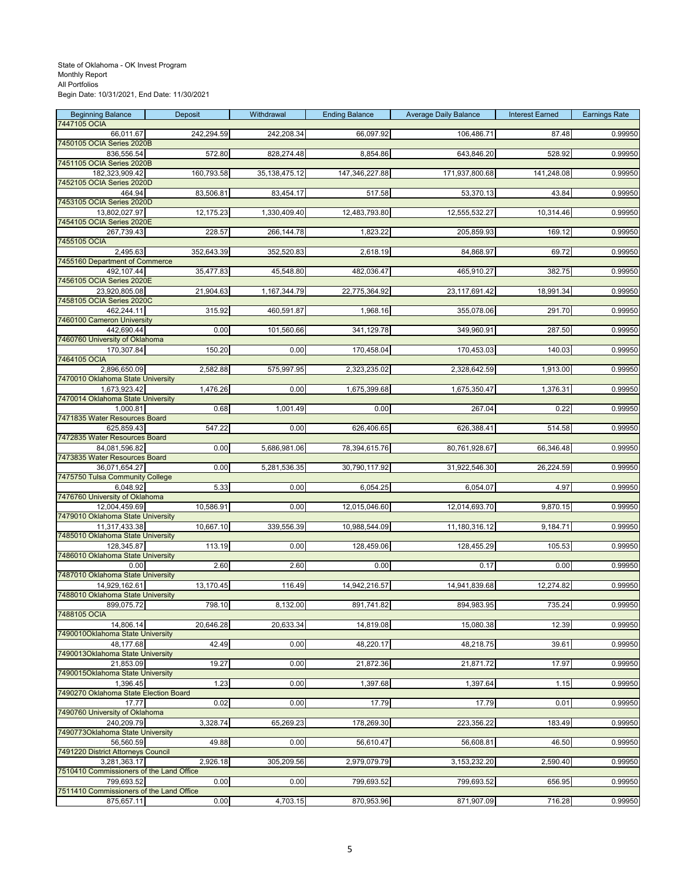State of Oklahoma - OK Invest Program
Monthly Report
All Portfolios
Begin Date: 10/31/2021, End Date: 11/30/2021

| Beginning Balance | Deposit | Withdrawal | Ending Balance | Average Daily Balance | Interest Earned | Earnings Rate |
|---|---|---|---|---|---|---|
| 7447105 OCIA | | | | | | |
| 66,011.67 | 242,294.59 | 242,208.34 | 66,097.92 | 106,486.71 | 87.48 | 0.99950 |
| 7450105 OCIA Series 2020B | | | | | | |
| 836,556.54 | 572.80 | 828,274.48 | 8,854.86 | 643,846.20 | 528.92 | 0.99950 |
| 7451105 OCIA Series 2020B | | | | | | |
| 182,323,909.42 | 160,793.58 | 35,138,475.12 | 147,346,227.88 | 171,937,800.68 | 141,248.08 | 0.99950 |
| 7452105 OCIA Series 2020D | | | | | | |
| 464.94 | 83,506.81 | 83,454.17 | 517.58 | 53,370.13 | 43.84 | 0.99950 |
| 7453105 OCIA Series 2020D | | | | | | |
| 13,802,027.97 | 12,175.23 | 1,330,409.40 | 12,483,793.80 | 12,555,532.27 | 10,314.46 | 0.99950 |
| 7454105 OCIA Series 2020E | | | | | | |
| 267,739.43 | 228.57 | 266,144.78 | 1,823.22 | 205,859.93 | 169.12 | 0.99950 |
| 7455105 OCIA | | | | | | |
| 2,495.63 | 352,643.39 | 352,520.83 | 2,618.19 | 84,868.97 | 69.72 | 0.99950 |
| 7455160 Department of Commerce | | | | | | |
| 492,107.44 | 35,477.83 | 45,548.80 | 482,036.47 | 465,910.27 | 382.75 | 0.99950 |
| 7456105 OCIA Series 2020E | | | | | | |
| 23,920,805.08 | 21,904.63 | 1,167,344.79 | 22,775,364.92 | 23,117,691.42 | 18,991.34 | 0.99950 |
| 7458105 OCIA Series 2020C | | | | | | |
| 462,244.11 | 315.92 | 460,591.87 | 1,968.16 | 355,078.06 | 291.70 | 0.99950 |
| 7460100 Cameron University | | | | | | |
| 442,690.44 | 0.00 | 101,560.66 | 341,129.78 | 349,960.91 | 287.50 | 0.99950 |
| 7460760 University of Oklahoma | | | | | | |
| 170,307.84 | 150.20 | 0.00 | 170,458.04 | 170,453.03 | 140.03 | 0.99950 |
| 7464105 OCIA | | | | | | |
| 2,896,650.09 | 2,582.88 | 575,997.95 | 2,323,235.02 | 2,328,642.59 | 1,913.00 | 0.99950 |
| 7470010 Oklahoma State University | | | | | | |
| 1,673,923.42 | 1,476.26 | 0.00 | 1,675,399.68 | 1,675,350.47 | 1,376.31 | 0.99950 |
| 7470014 Oklahoma State University | | | | | | |
| 1,000.81 | 0.68 | 1,001.49 | 0.00 | 267.04 | 0.22 | 0.99950 |
| 7471835 Water Resources Board | | | | | | |
| 625,859.43 | 547.22 | 0.00 | 626,406.65 | 626,388.41 | 514.58 | 0.99950 |
| 7472835 Water Resources Board | | | | | | |
| 84,081,596.82 | 0.00 | 5,686,981.06 | 78,394,615.76 | 80,761,928.67 | 66,346.48 | 0.99950 |
| 7473835 Water Resources Board | | | | | | |
| 36,071,654.27 | 0.00 | 5,281,536.35 | 30,790,117.92 | 31,922,546.30 | 26,224.59 | 0.99950 |
| 7475750 Tulsa Community College | | | | | | |
| 6,048.92 | 5.33 | 0.00 | 6,054.25 | 6,054.07 | 4.97 | 0.99950 |
| 7476760 University of Oklahoma | | | | | | |
| 12,004,459.69 | 10,586.91 | 0.00 | 12,015,046.60 | 12,014,693.70 | 9,870.15 | 0.99950 |
| 7479010 Oklahoma State University | | | | | | |
| 11,317,433.38 | 10,667.10 | 339,556.39 | 10,988,544.09 | 11,180,316.12 | 9,184.71 | 0.99950 |
| 7485010 Oklahoma State University | | | | | | |
| 128,345.87 | 113.19 | 0.00 | 128,459.06 | 128,455.29 | 105.53 | 0.99950 |
| 7486010 Oklahoma State University | | | | | | |
| 0.00 | 2.60 | 2.60 | 0.00 | 0.17 | 0.00 | 0.99950 |
| 7487010 Oklahoma State University | | | | | | |
| 14,929,162.61 | 13,170.45 | 116.49 | 14,942,216.57 | 14,941,839.68 | 12,274.82 | 0.99950 |
| 7488010 Oklahoma State University | | | | | | |
| 899,075.72 | 798.10 | 8,132.00 | 891,741.82 | 894,983.95 | 735.24 | 0.99950 |
| 7488105 OCIA | | | | | | |
| 14,806.14 | 20,646.28 | 20,633.34 | 14,819.08 | 15,080.38 | 12.39 | 0.99950 |
| 7490010Oklahoma State University | | | | | | |
| 48,177.68 | 42.49 | 0.00 | 48,220.17 | 48,218.75 | 39.61 | 0.99950 |
| 7490013Oklahoma State University | | | | | | |
| 21,853.09 | 19.27 | 0.00 | 21,872.36 | 21,871.72 | 17.97 | 0.99950 |
| 7490015Oklahoma State University | | | | | | |
| 1,396.45 | 1.23 | 0.00 | 1,397.68 | 1,397.64 | 1.15 | 0.99950 |
| 7490270 Oklahoma State Election Board | | | | | | |
| 17.77 | 0.02 | 0.00 | 17.79 | 17.79 | 0.01 | 0.99950 |
| 7490760 University of Oklahoma | | | | | | |
| 240,209.79 | 3,328.74 | 65,269.23 | 178,269.30 | 223,356.22 | 183.49 | 0.99950 |
| 7490773Oklahoma State University | | | | | | |
| 56,560.59 | 49.88 | 0.00 | 56,610.47 | 56,608.81 | 46.50 | 0.99950 |
| 7491220 District Attorneys Council | | | | | | |
| 3,281,363.17 | 2,926.18 | 305,209.56 | 2,979,079.79 | 3,153,232.20 | 2,590.40 | 0.99950 |
| 7510410 Commissioners of the Land Office | | | | | | |
| 799,693.52 | 0.00 | 0.00 | 799,693.52 | 799,693.52 | 656.95 | 0.99950 |
| 7511410 Commissioners of the Land Office | | | | | | |
| 875,657.11 | 0.00 | 4,703.15 | 870,953.96 | 871,907.09 | 716.28 | 0.99950 |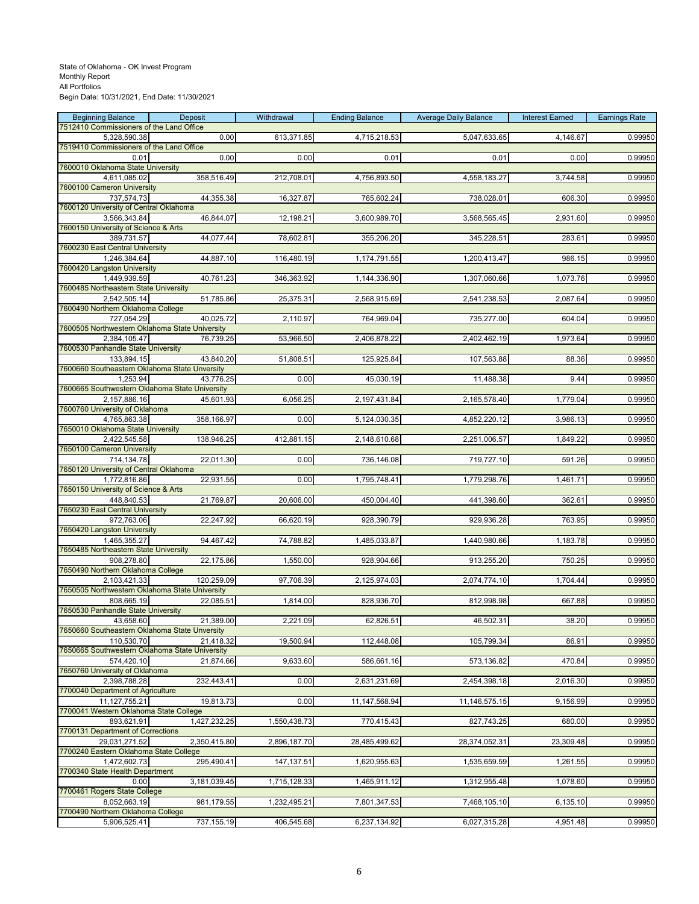State of Oklahoma - OK Invest Program
Monthly Report
All Portfolios
Begin Date: 10/31/2021, End Date: 11/30/2021

| Beginning Balance | Deposit | Withdrawal | Ending Balance | Average Daily Balance | Interest Earned | Earnings Rate |
|---|---|---|---|---|---|---|
| 7512410 Commissioners of the Land Office | | | | | | |
| 5,328,590.38 | 0.00 | 613,371.85 | 4,715,218.53 | 5,047,633.65 | 4,146.67 | 0.99950 |
| 7519410 Commissioners of the Land Office | | | | | | |
| 0.01 | 0.00 | 0.00 | 0.01 | 0.01 | 0.00 | 0.99950 |
| 7600010 Oklahoma State University | | | | | | |
| 4,611,085.02 | 358,516.49 | 212,708.01 | 4,756,893.50 | 4,558,183.27 | 3,744.58 | 0.99950 |
| 7600100 Cameron University | | | | | | |
| 737,574.73 | 44,355.38 | 16,327.87 | 765,602.24 | 738,028.01 | 606.30 | 0.99950 |
| 7600120 University of Central Oklahoma | | | | | | |
| 3,566,343.84 | 46,844.07 | 12,198.21 | 3,600,989.70 | 3,568,565.45 | 2,931.60 | 0.99950 |
| 7600150 University of Science & Arts | | | | | | |
| 389,731.57 | 44,077.44 | 78,602.81 | 355,206.20 | 345,228.51 | 283.61 | 0.99950 |
| 7600230 East Central University | | | | | | |
| 1,246,384.64 | 44,887.10 | 116,480.19 | 1,174,791.55 | 1,200,413.47 | 986.15 | 0.99950 |
| 7600420 Langston University | | | | | | |
| 1,449,939.59 | 40,761.23 | 346,363.92 | 1,144,336.90 | 1,307,060.66 | 1,073.76 | 0.99950 |
| 7600485 Northeastern State University | | | | | | |
| 2,542,505.14 | 51,785.86 | 25,375.31 | 2,568,915.69 | 2,541,238.53 | 2,087.64 | 0.99950 |
| 7600490 Northern Oklahoma College | | | | | | |
| 727,054.29 | 40,025.72 | 2,110.97 | 764,969.04 | 735,277.00 | 604.04 | 0.99950 |
| 7600505 Northwestern Oklahoma State University | | | | | | |
| 2,384,105.47 | 76,739.25 | 53,966.50 | 2,406,878.22 | 2,402,462.19 | 1,973.64 | 0.99950 |
| 7600530 Panhandle State University | | | | | | |
| 133,894.15 | 43,840.20 | 51,808.51 | 125,925.84 | 107,563.88 | 88.36 | 0.99950 |
| 7600660 Southeastern Oklahoma State Unversity | | | | | | |
| 1,253.94 | 43,776.25 | 0.00 | 45,030.19 | 11,488.38 | 9.44 | 0.99950 |
| 7600665 Southwestern Oklahoma State University | | | | | | |
| 2,157,886.16 | 45,601.93 | 6,056.25 | 2,197,431.84 | 2,165,578.40 | 1,779.04 | 0.99950 |
| 7600760 University of Oklahoma | | | | | | |
| 4,765,863.38 | 358,166.97 | 0.00 | 5,124,030.35 | 4,852,220.12 | 3,986.13 | 0.99950 |
| 7650010 Oklahoma State University | | | | | | |
| 2,422,545.58 | 138,946.25 | 412,881.15 | 2,148,610.68 | 2,251,006.57 | 1,849.22 | 0.99950 |
| 7650100 Cameron University | | | | | | |
| 714,134.78 | 22,011.30 | 0.00 | 736,146.08 | 719,727.10 | 591.26 | 0.99950 |
| 7650120 University of Central Oklahoma | | | | | | |
| 1,772,816.86 | 22,931.55 | 0.00 | 1,795,748.41 | 1,779,298.76 | 1,461.71 | 0.99950 |
| 7650150 University of Science & Arts | | | | | | |
| 448,840.53 | 21,769.87 | 20,606.00 | 450,004.40 | 441,398.60 | 362.61 | 0.99950 |
| 7650230 East Central University | | | | | | |
| 972,763.06 | 22,247.92 | 66,620.19 | 928,390.79 | 929,936.28 | 763.95 | 0.99950 |
| 7650420 Langston University | | | | | | |
| 1,465,355.27 | 94,467.42 | 74,788.82 | 1,485,033.87 | 1,440,980.66 | 1,183.78 | 0.99950 |
| 7650485 Northeastern State University | | | | | | |
| 908,278.80 | 22,175.86 | 1,550.00 | 928,904.66 | 913,255.20 | 750.25 | 0.99950 |
| 7650490 Northern Oklahoma College | | | | | | |
| 2,103,421.33 | 120,259.09 | 97,706.39 | 2,125,974.03 | 2,074,774.10 | 1,704.44 | 0.99950 |
| 7650505 Northwestern Oklahoma State University | | | | | | |
| 808,665.19 | 22,085.51 | 1,814.00 | 828,936.70 | 812,998.98 | 667.88 | 0.99950 |
| 7650530 Panhandle State University | | | | | | |
| 43,658.60 | 21,389.00 | 2,221.09 | 62,826.51 | 46,502.31 | 38.20 | 0.99950 |
| 7650660 Southeastern Oklahoma State Unversity | | | | | | |
| 110,530.70 | 21,418.32 | 19,500.94 | 112,448.08 | 105,799.34 | 86.91 | 0.99950 |
| 7650665 Southwestern Oklahoma State University | | | | | | |
| 574,420.10 | 21,874.66 | 9,633.60 | 586,661.16 | 573,136.82 | 470.84 | 0.99950 |
| 7650760 University of Oklahoma | | | | | | |
| 2,398,788.28 | 232,443.41 | 0.00 | 2,631,231.69 | 2,454,398.18 | 2,016.30 | 0.99950 |
| 7700040 Department of Agriculture | | | | | | |
| 11,127,755.21 | 19,813.73 | 0.00 | 11,147,568.94 | 11,146,575.15 | 9,156.99 | 0.99950 |
| 7700041 Western Oklahoma State College | | | | | | |
| 893,621.91 | 1,427,232.25 | 1,550,438.73 | 770,415.43 | 827,743.25 | 680.00 | 0.99950 |
| 7700131 Department of Corrections | | | | | | |
| 29,031,271.52 | 2,350,415.80 | 2,896,187.70 | 28,485,499.62 | 28,374,052.31 | 23,309.48 | 0.99950 |
| 7700240 Eastern Oklahoma State College | | | | | | |
| 1,472,602.73 | 295,490.41 | 147,137.51 | 1,620,955.63 | 1,535,659.59 | 1,261.55 | 0.99950 |
| 7700340 State Health Department | | | | | | |
| 0.00 | 3,181,039.45 | 1,715,128.33 | 1,465,911.12 | 1,312,955.48 | 1,078.60 | 0.99950 |
| 7700461 Rogers State College | | | | | | |
| 8,052,663.19 | 981,179.55 | 1,232,495.21 | 7,801,347.53 | 7,468,105.10 | 6,135.10 | 0.99950 |
| 7700490 Northern Oklahoma College | | | | | | |
| 5,906,525.41 | 737,155.19 | 406,545.68 | 6,237,134.92 | 6,027,315.28 | 4,951.48 | 0.99950 |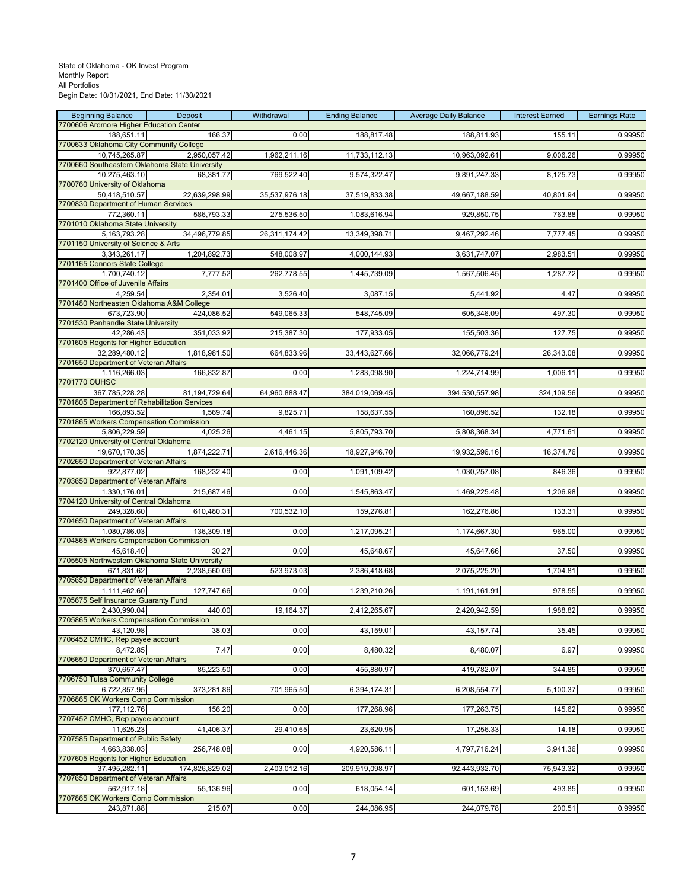State of Oklahoma - OK Invest Program
Monthly Report
All Portfolios
Begin Date: 10/31/2021, End Date: 11/30/2021

| Beginning Balance | Deposit | Withdrawal | Ending Balance | Average Daily Balance | Interest Earned | Earnings Rate |
|---|---|---|---|---|---|---|
| 7700606 Ardmore Higher Education Center | | | | | | |
| 188,651.11 | 166.37 | 0.00 | 188,817.48 | 188,811.93 | 155.11 | 0.99950 |
| 7700633 Oklahoma City Community College | | | | | | |
| 10,745,265.87 | 2,950,057.42 | 1,962,211.16 | 11,733,112.13 | 10,963,092.61 | 9,006.26 | 0.99950 |
| 7700660 Southeastern Oklahoma State University | | | | | | |
| 10,275,463.10 | 68,381.77 | 769,522.40 | 9,574,322.47 | 9,891,247.33 | 8,125.73 | 0.99950 |
| 7700760 University of Oklahoma | | | | | | |
| 50,418,510.57 | 22,639,298.99 | 35,537,976.18 | 37,519,833.38 | 49,667,188.59 | 40,801.94 | 0.99950 |
| 7700830 Department of Human Services | | | | | | |
| 772,360.11 | 586,793.33 | 275,536.50 | 1,083,616.94 | 929,850.75 | 763.88 | 0.99950 |
| 7701010 Oklahoma State University | | | | | | |
| 5,163,793.28 | 34,496,779.85 | 26,311,174.42 | 13,349,398.71 | 9,467,292.46 | 7,777.45 | 0.99950 |
| 7701150 University of Science & Arts | | | | | | |
| 3,343,261.17 | 1,204,892.73 | 548,008.97 | 4,000,144.93 | 3,631,747.07 | 2,983.51 | 0.99950 |
| 7701165 Connors State College | | | | | | |
| 1,700,740.12 | 7,777.52 | 262,778.55 | 1,445,739.09 | 1,567,506.45 | 1,287.72 | 0.99950 |
| 7701400 Office of Juvenile Affairs | | | | | | |
| 4,259.54 | 2,354.01 | 3,526.40 | 3,087.15 | 5,441.92 | 4.47 | 0.99950 |
| 7701480 Northeasten Oklahoma A&M College | | | | | | |
| 673,723.90 | 424,086.52 | 549,065.33 | 548,745.09 | 605,346.09 | 497.30 | 0.99950 |
| 7701530 Panhandle State University | | | | | | |
| 42,286.43 | 351,033.92 | 215,387.30 | 177,933.05 | 155,503.36 | 127.75 | 0.99950 |
| 7701605 Regents for Higher Education | | | | | | |
| 32,289,480.12 | 1,818,981.50 | 664,833.96 | 33,443,627.66 | 32,066,779.24 | 26,343.08 | 0.99950 |
| 7701650 Department of Veteran Affairs | | | | | | |
| 1,116,266.03 | 166,832.87 | 0.00 | 1,283,098.90 | 1,224,714.99 | 1,006.11 | 0.99950 |
| 7701770 OUHSC | | | | | | |
| 367,785,228.28 | 81,194,729.64 | 64,960,888.47 | 384,019,069.45 | 394,530,557.98 | 324,109.56 | 0.99950 |
| 7701805 Department of Rehabilitation Services | | | | | | |
| 166,893.52 | 1,569.74 | 9,825.71 | 158,637.55 | 160,896.52 | 132.18 | 0.99950 |
| 7701865 Workers Compensation Commission | | | | | | |
| 5,806,229.59 | 4,025.26 | 4,461.15 | 5,805,793.70 | 5,808,368.34 | 4,771.61 | 0.99950 |
| 7702120 University of Central Oklahoma | | | | | | |
| 19,670,170.35 | 1,874,222.71 | 2,616,446.36 | 18,927,946.70 | 19,932,596.16 | 16,374.76 | 0.99950 |
| 7702650 Department of Veteran Affairs | | | | | | |
| 922,877.02 | 168,232.40 | 0.00 | 1,091,109.42 | 1,030,257.08 | 846.36 | 0.99950 |
| 7703650 Department of Veteran Affairs | | | | | | |
| 1,330,176.01 | 215,687.46 | 0.00 | 1,545,863.47 | 1,469,225.48 | 1,206.98 | 0.99950 |
| 7704120 University of Central Oklahoma | | | | | | |
| 249,328.60 | 610,480.31 | 700,532.10 | 159,276.81 | 162,276.86 | 133.31 | 0.99950 |
| 7704650 Department of Veteran Affairs | | | | | | |
| 1,080,786.03 | 136,309.18 | 0.00 | 1,217,095.21 | 1,174,667.30 | 965.00 | 0.99950 |
| 7704865 Workers Compensation Commission | | | | | | |
| 45,618.40 | 30.27 | 0.00 | 45,648.67 | 45,647.66 | 37.50 | 0.99950 |
| 7705505 Northwestern Oklahoma State University | | | | | | |
| 671,831.62 | 2,238,560.09 | 523,973.03 | 2,386,418.68 | 2,075,225.20 | 1,704.81 | 0.99950 |
| 7705650 Department of Veteran Affairs | | | | | | |
| 1,111,462.60 | 127,747.66 | 0.00 | 1,239,210.26 | 1,191,161.91 | 978.55 | 0.99950 |
| 7705675 Self Insurance Guaranty Fund | | | | | | |
| 2,430,990.04 | 440.00 | 19,164.37 | 2,412,265.67 | 2,420,942.59 | 1,988.82 | 0.99950 |
| 7705865 Workers Compensation Commission | | | | | | |
| 43,120.98 | 38.03 | 0.00 | 43,159.01 | 43,157.74 | 35.45 | 0.99950 |
| 7706452 CMHC, Rep payee account | | | | | | |
| 8,472.85 | 7.47 | 0.00 | 8,480.32 | 8,480.07 | 6.97 | 0.99950 |
| 7706650 Department of Veteran Affairs | | | | | | |
| 370,657.47 | 85,223.50 | 0.00 | 455,880.97 | 419,782.07 | 344.85 | 0.99950 |
| 7706750 Tulsa Community College | | | | | | |
| 6,722,857.95 | 373,281.86 | 701,965.50 | 6,394,174.31 | 6,208,554.77 | 5,100.37 | 0.99950 |
| 7706865 OK Workers Comp Commission | | | | | | |
| 177,112.76 | 156.20 | 0.00 | 177,268.96 | 177,263.75 | 145.62 | 0.99950 |
| 7707452 CMHC, Rep payee account | | | | | | |
| 11,625.23 | 41,406.37 | 29,410.65 | 23,620.95 | 17,256.33 | 14.18 | 0.99950 |
| 7707585 Department of Public Safety | | | | | | |
| 4,663,838.03 | 256,748.08 | 0.00 | 4,920,586.11 | 4,797,716.24 | 3,941.36 | 0.99950 |
| 7707605 Regents for Higher Education | | | | | | |
| 37,495,282.11 | 174,826,829.02 | 2,403,012.16 | 209,919,098.97 | 92,443,932.70 | 75,943.32 | 0.99950 |
| 7707650 Department of Veteran Affairs | | | | | | |
| 562,917.18 | 55,136.96 | 0.00 | 618,054.14 | 601,153.69 | 493.85 | 0.99950 |
| 7707865 OK Workers Comp Commission | | | | | | |
| 243,871.88 | 215.07 | 0.00 | 244,086.95 | 244,079.78 | 200.51 | 0.99950 |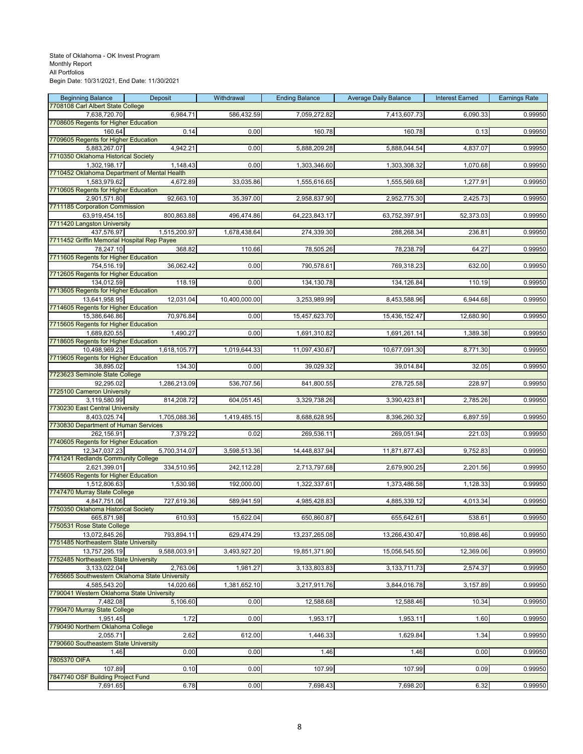State of Oklahoma - OK Invest Program
Monthly Report
All Portfolios
Begin Date: 10/31/2021, End Date: 11/30/2021

| Beginning Balance | Deposit | Withdrawal | Ending Balance | Average Daily Balance | Interest Earned | Earnings Rate |
|---|---|---|---|---|---|---|
| 7708108 Carl Albert State College | | | | | | |
| 7,638,720.70 | 6,984.71 | 586,432.59 | 7,059,272.82 | 7,413,607.73 | 6,090.33 | 0.99950 |
| 7708605 Regents for Higher Education | | | | | | |
| 160.64 | 0.14 | 0.00 | 160.78 | 160.78 | 0.13 | 0.99950 |
| 7709605 Regents for Higher Education | | | | | | |
| 5,883,267.07 | 4,942.21 | 0.00 | 5,888,209.28 | 5,888,044.54 | 4,837.07 | 0.99950 |
| 7710350 Oklahoma Historical Society | | | | | | |
| 1,302,198.17 | 1,148.43 | 0.00 | 1,303,346.60 | 1,303,308.32 | 1,070.68 | 0.99950 |
| 7710452 Oklahoma Department of Mental Health | | | | | | |
| 1,583,979.62 | 4,672.89 | 33,035.86 | 1,555,616.65 | 1,555,569.68 | 1,277.91 | 0.99950 |
| 7710605 Regents for Higher Education | | | | | | |
| 2,901,571.80 | 92,663.10 | 35,397.00 | 2,958,837.90 | 2,952,775.30 | 2,425.73 | 0.99950 |
| 7711185 Corporation Commission | | | | | | |
| 63,919,454.15 | 800,863.88 | 496,474.86 | 64,223,843.17 | 63,752,397.91 | 52,373.03 | 0.99950 |
| 7711420 Langston University | | | | | | |
| 437,576.97 | 1,515,200.97 | 1,678,438.64 | 274,339.30 | 288,268.34 | 236.81 | 0.99950 |
| 7711452 Griffin Memorial Hospital Rep Payee | | | | | | |
| 78,247.10 | 368.82 | 110.66 | 78,505.26 | 78,238.79 | 64.27 | 0.99950 |
| 7711605 Regents for Higher Education | | | | | | |
| 754,516.19 | 36,062.42 | 0.00 | 790,578.61 | 769,318.23 | 632.00 | 0.99950 |
| 7712605 Regents for Higher Education | | | | | | |
| 134,012.59 | 118.19 | 0.00 | 134,130.78 | 134,126.84 | 110.19 | 0.99950 |
| 7713605 Regents for Higher Education | | | | | | |
| 13,641,958.95 | 12,031.04 | 10,400,000.00 | 3,253,989.99 | 8,453,588.96 | 6,944.68 | 0.99950 |
| 7714605 Regents for Higher Education | | | | | | |
| 15,386,646.86 | 70,976.84 | 0.00 | 15,457,623.70 | 15,436,152.47 | 12,680.90 | 0.99950 |
| 7715605 Regents for Higher Education | | | | | | |
| 1,689,820.55 | 1,490.27 | 0.00 | 1,691,310.82 | 1,691,261.14 | 1,389.38 | 0.99950 |
| 7718605 Regents for Higher Education | | | | | | |
| 10,498,969.23 | 1,618,105.77 | 1,019,644.33 | 11,097,430.67 | 10,677,091.30 | 8,771.30 | 0.99950 |
| 7719605 Regents for Higher Education | | | | | | |
| 38,895.02 | 134.30 | 0.00 | 39,029.32 | 39,014.84 | 32.05 | 0.99950 |
| 7723623 Seminole State College | | | | | | |
| 92,295.02 | 1,286,213.09 | 536,707.56 | 841,800.55 | 278,725.58 | 228.97 | 0.99950 |
| 7725100 Cameron University | | | | | | |
| 3,119,580.99 | 814,208.72 | 604,051.45 | 3,329,738.26 | 3,390,423.81 | 2,785.26 | 0.99950 |
| 7730230 East Central University | | | | | | |
| 8,403,025.74 | 1,705,088.36 | 1,419,485.15 | 8,688,628.95 | 8,396,260.32 | 6,897.59 | 0.99950 |
| 7730830 Department of Human Services | | | | | | |
| 262,156.91 | 7,379.22 | 0.02 | 269,536.11 | 269,051.94 | 221.03 | 0.99950 |
| 7740605 Regents for Higher Education | | | | | | |
| 12,347,037.23 | 5,700,314.07 | 3,598,513.36 | 14,448,837.94 | 11,871,877.43 | 9,752.83 | 0.99950 |
| 7741241 Redlands Community College | | | | | | |
| 2,621,399.01 | 334,510.95 | 242,112.28 | 2,713,797.68 | 2,679,900.25 | 2,201.56 | 0.99950 |
| 7745605 Regents for Higher Education | | | | | | |
| 1,512,806.63 | 1,530.98 | 192,000.00 | 1,322,337.61 | 1,373,486.58 | 1,128.33 | 0.99950 |
| 7747470 Murray State College | | | | | | |
| 4,847,751.06 | 727,619.36 | 589,941.59 | 4,985,428.83 | 4,885,339.12 | 4,013.34 | 0.99950 |
| 7750350 Oklahoma Historical Society | | | | | | |
| 665,871.98 | 610.93 | 15,622.04 | 650,860.87 | 655,642.61 | 538.61 | 0.99950 |
| 7750531 Rose State College | | | | | | |
| 13,072,845.26 | 793,894.11 | 629,474.29 | 13,237,265.08 | 13,266,430.47 | 10,898.46 | 0.99950 |
| 7751485 Northeastern State University | | | | | | |
| 13,757,295.19 | 9,588,003.91 | 3,493,927.20 | 19,851,371.90 | 15,056,545.50 | 12,369.06 | 0.99950 |
| 7752485 Northeastern State University | | | | | | |
| 3,133,022.04 | 2,763.06 | 1,981.27 | 3,133,803.83 | 3,133,711.73 | 2,574.37 | 0.99950 |
| 7765665 Southwestern Oklahoma State University | | | | | | |
| 4,585,543.20 | 14,020.66 | 1,381,652.10 | 3,217,911.76 | 3,844,016.78 | 3,157.89 | 0.99950 |
| 7790041 Western Oklahoma State University | | | | | | |
| 7,482.08 | 5,106.60 | 0.00 | 12,588.68 | 12,588.46 | 10.34 | 0.99950 |
| 7790470 Murray State College | | | | | | |
| 1,951.45 | 1.72 | 0.00 | 1,953.17 | 1,953.11 | 1.60 | 0.99950 |
| 7790490 Northern Oklahoma College | | | | | | |
| 2,055.71 | 2.62 | 612.00 | 1,446.33 | 1,629.84 | 1.34 | 0.99950 |
| 7790660 Southeastern State University | | | | | | |
| 1.46 | 0.00 | 0.00 | 1.46 | 1.46 | 0.00 | 0.99950 |
| 7805370 OIFA | | | | | | |
| 107.89 | 0.10 | 0.00 | 107.99 | 107.99 | 0.09 | 0.99950 |
| 7847740 OSF Building Project Fund | | | | | | |
| 7,691.65 | 6.78 | 0.00 | 7,698.43 | 7,698.20 | 6.32 | 0.99950 |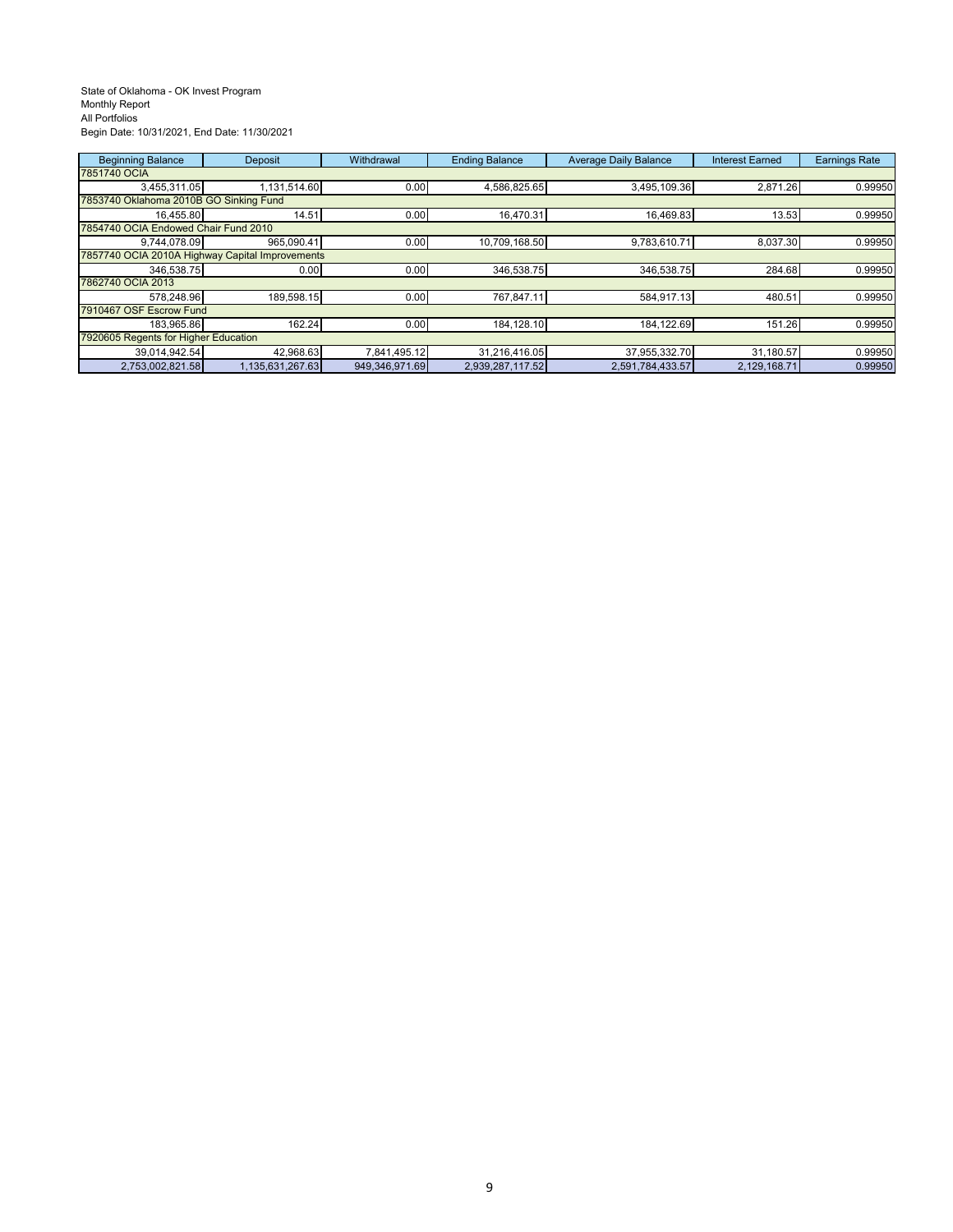State of Oklahoma - OK Invest Program
Monthly Report
All Portfolios
Begin Date: 10/31/2021, End Date: 11/30/2021

| Beginning Balance | Deposit | Withdrawal | Ending Balance | Average Daily Balance | Interest Earned | Earnings Rate |
|---|---|---|---|---|---|---|
| 7851740 OCIA | | | | | | |
| 3,455,311.05 | 1,131,514.60 | 0.00 | 4,586,825.65 | 3,495,109.36 | 2,871.26 | 0.99950 |
| 7853740 Oklahoma 2010B GO Sinking Fund | | | | | | |
| 16,455.80 | 14.51 | 0.00 | 16,470.31 | 16,469.83 | 13.53 | 0.99950 |
| 7854740 OCIA Endowed Chair Fund 2010 | | | | | | |
| 9,744,078.09 | 965,090.41 | 0.00 | 10,709,168.50 | 9,783,610.71 | 8,037.30 | 0.99950 |
| 7857740 OCIA 2010A Highway Capital Improvements | | | | | | |
| 346,538.75 | 0.00 | 0.00 | 346,538.75 | 346,538.75 | 284.68 | 0.99950 |
| 7862740 OCIA 2013 | | | | | | |
| 578,248.96 | 189,598.15 | 0.00 | 767,847.11 | 584,917.13 | 480.51 | 0.99950 |
| 7910467 OSF Escrow Fund | | | | | | |
| 183,965.86 | 162.24 | 0.00 | 184,128.10 | 184,122.69 | 151.26 | 0.99950 |
| 7920605 Regents for Higher Education | | | | | | |
| 39,014,942.54 | 42,968.63 | 7,841,495.12 | 31,216,416.05 | 37,955,332.70 | 31,180.57 | 0.99950 |
| 2,753,002,821.58 | 1,135,631,267.63 | 949,346,971.69 | 2,939,287,117.52 | 2,591,784,433.57 | 2,129,168.71 | 0.99950 |